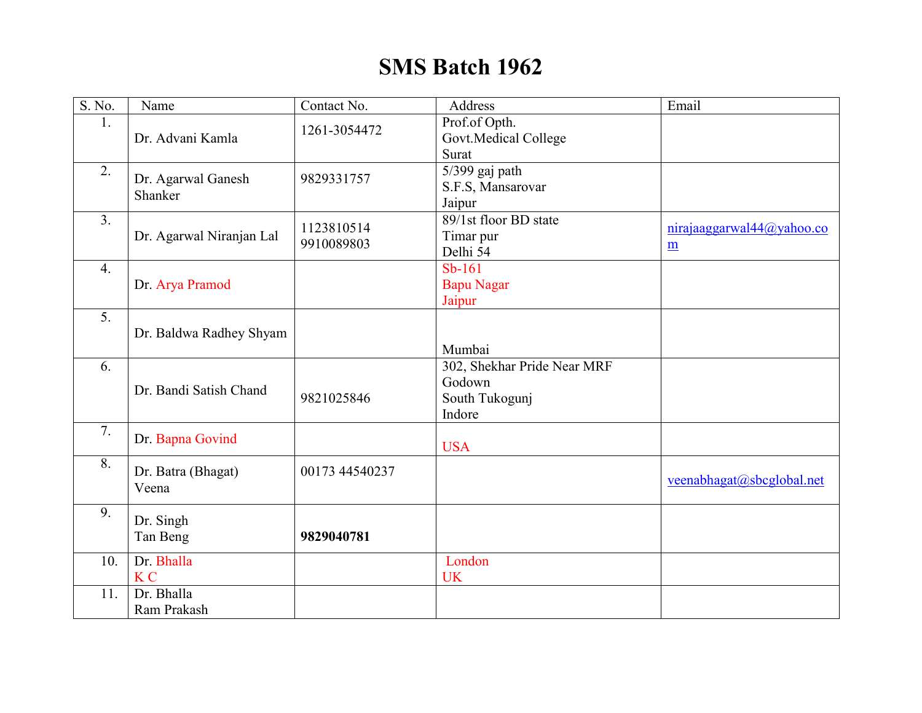# SMS Batch 1962

| S. No. | Name | Contact No. | Address | Email |
|---|---|---|---|---|
| 1. | Dr. Advani Kamla | 1261-3054472 | Prof.of Opth.<br>Govt.Medical College<br>Surat | |
| 2. | Dr. Agarwal Ganesh Shanker | 9829331757 | 5/399 gaj path<br>S.F.S, Mansarovar<br>Jaipur | |
| 3. | Dr. Agarwal Niranjan Lal | 1123810514<br>9910089803 | 89/1st floor BD state<br>Timar pur<br>Delhi 54 | nirajaaggarwal44@yahoo.com |
| 4. | Dr. Arya Pramod | | Sb-161<br>Bapu Nagar<br>Jaipur | |
| 5. | Dr. Baldwa Radhey Shyam | | Mumbai | |
| 6. | Dr. Bandi Satish Chand | 9821025846 | 302, Shekhar Pride Near MRF Godown<br>South Tukogunj<br>Indore | |
| 7. | Dr. Bapna Govind | | USA | |
| 8. | Dr. Batra (Bhagat) Veena | 00173 44540237 | | veenabhagat@sbcglobal.net |
| 9. | Dr. Singh Tan Beng | **9829040781** | | |
| 10. | Dr. Bhalla K C | | London<br>UK | |
| 11. | Dr. Bhalla Ram Prakash | | | |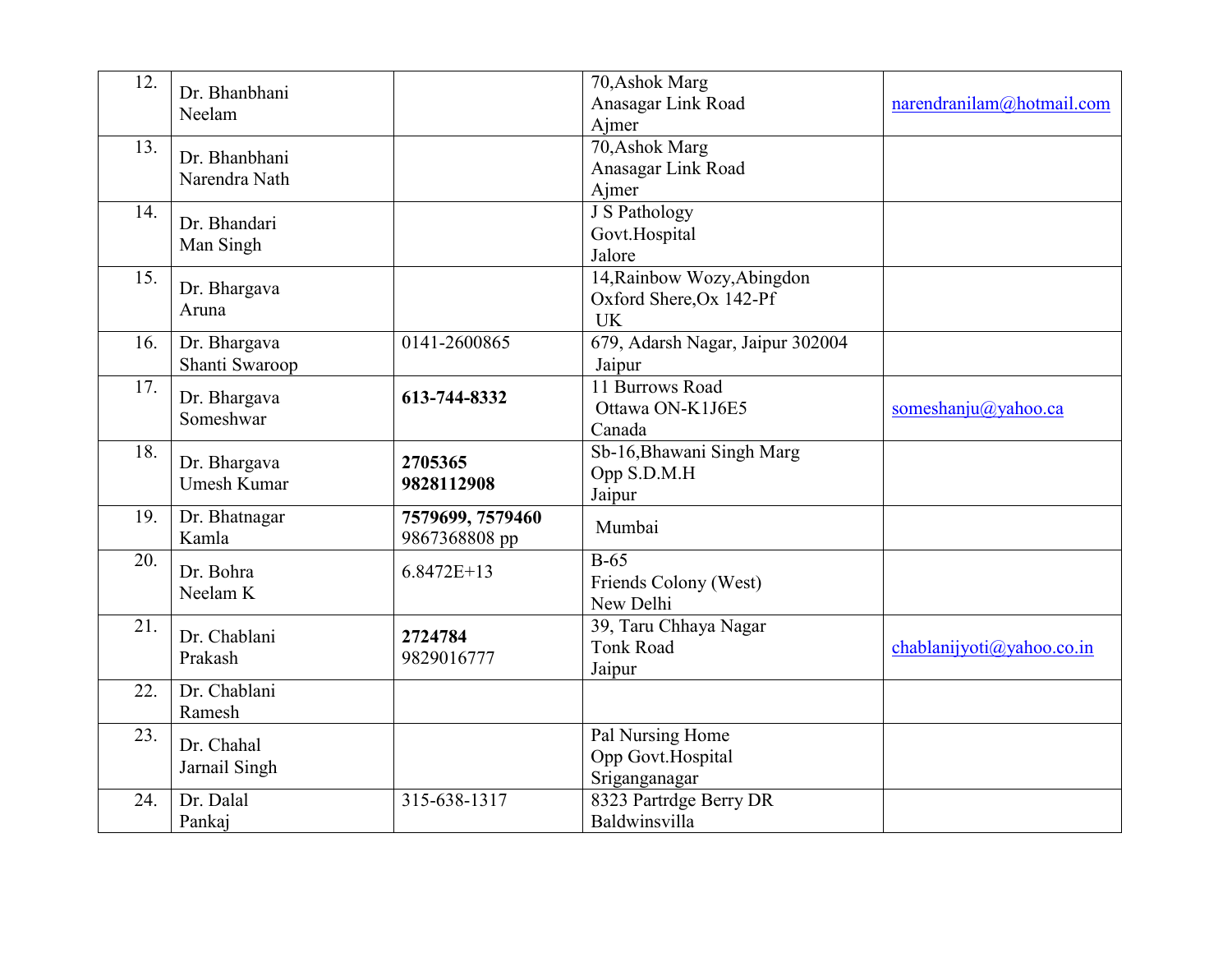| 12. | Dr. Bhanbhani Neelam | | 70,Ashok Marg Anasagar Link Road Ajmer | narendranilam@hotmail.com |
|---|---|---|---|---|
| 13. | Dr. Bhanbhani Narendra Nath | | 70,Ashok Marg Anasagar Link Road Ajmer | |
| 14. | Dr. Bhandari Man Singh | | J S Pathology Govt.Hospital Jalore | |
| 15. | Dr. Bhargava Aruna | | 14,Rainbow Wozy,Abingdon Oxford Shere,Ox 142-Pf UK | |
| 16. | Dr. Bhargava Shanti Swaroop | 0141-2600865 | 679, Adarsh Nagar, Jaipur 302004 Jaipur | |
| 17. | Dr. Bhargava Someshwar | **613-744-8332** | 11 Burrows Road Ottawa ON-K1J6E5 Canada | someshanju@yahoo.ca |
| 18. | Dr. Bhargava Umesh Kumar | **2705365 9828112908** | Sb-16,Bhawani Singh Marg Opp S.D.M.H Jaipur | |
| 19. | Dr. Bhatnagar Kamla | **7579699, 7579460** 9867368808 pp | Mumbai | |
| 20. | Dr. Bohra Neelam K | 6.8472E+13 | B-65 Friends Colony (West) New Delhi | |
| 21. | Dr. Chablani Prakash | **2724784** 9829016777 | 39, Taru Chhaya Nagar Tonk Road Jaipur | chablanijyoti@yahoo.co.in |
| 22. | Dr. Chablani Ramesh | | | |
| 23. | Dr. Chahal Jarnail Singh | | Pal Nursing Home Opp Govt.Hospital Sriganganagar | |
| 24. | Dr. Dalal Pankaj | 315-638-1317 | 8323 Partrdge Berry DR Baldwinsvilla | |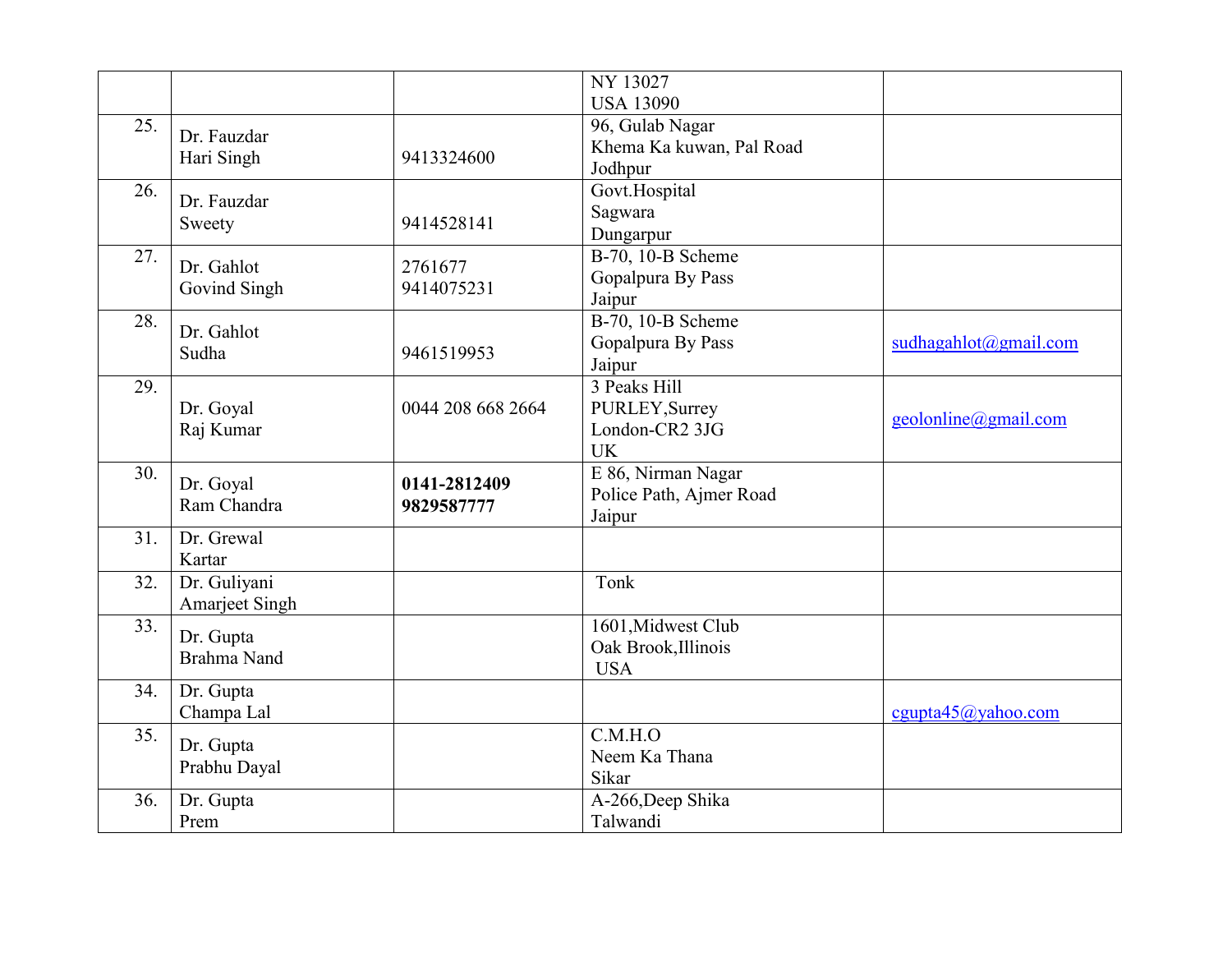| | | | | |
|---|---|---|---|---|
| | | | NY 13027<br>USA 13090 | |
| 25. | Dr. Fauzdar<br>Hari Singh | 9413324600 | 96, Gulab Nagar<br>Khema Ka kuwan, Pal Road<br>Jodhpur | |
| 26. | Dr. Fauzdar<br>Sweety | 9414528141 | Govt.Hospital<br>Sagwara<br>Dungarpur | |
| 27. | Dr. Gahlot<br>Govind Singh | 2761677<br>9414075231 | B-70, 10-B Scheme<br>Gopalpura By Pass<br>Jaipur | |
| 28. | Dr. Gahlot<br>Sudha | 9461519953 | B-70, 10-B Scheme<br>Gopalpura By Pass<br>Jaipur | sudhagahlot@gmail.com |
| 29. | Dr. Goyal<br>Raj Kumar | 0044 208 668 2664 | 3 Peaks Hill<br>PURLEY,Surrey<br>London-CR2 3JG<br>UK | geolonline@gmail.com |
| 30. | Dr. Goyal<br>Ram Chandra | **0141-2812409**<br>**9829587777** | E 86, Nirman Nagar<br>Police Path, Ajmer Road<br>Jaipur | |
| 31. | Dr. Grewal<br>Kartar | | | |
| 32. | Dr. Guliyani<br>Amarjeet Singh | | Tonk | |
| 33. | Dr. Gupta<br>Brahma Nand | | 1601,Midwest Club<br>Oak Brook,Illinois<br>USA | |
| 34. | Dr. Gupta<br>Champa Lal | | | cgupta45@yahoo.com |
| 35. | Dr. Gupta<br>Prabhu Dayal | | C.M.H.O<br>Neem Ka Thana<br>Sikar | |
| 36. | Dr. Gupta<br>Prem | | A-266,Deep Shika<br>Talwandi | |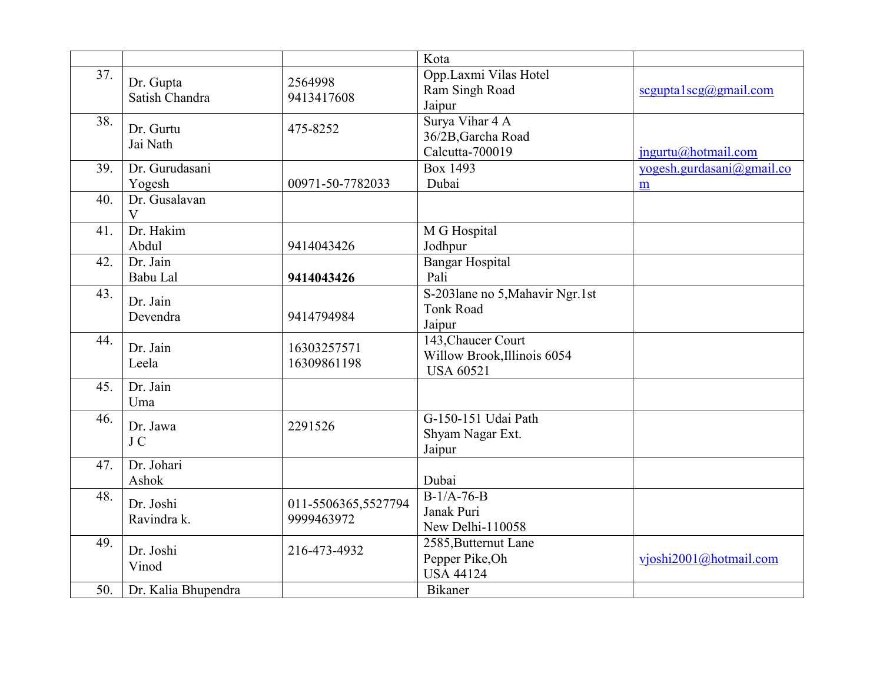| | | | | |
|---|---|---|---|---|
| | | | Kota | |
| 37. | Dr. Gupta<br>Satish Chandra | 2564998<br>9413417608 | Opp.Laxmi Vilas Hotel<br>Ram Singh Road<br>Jaipur | scgupta1scg@gmail.com |
| 38. | Dr. Gurtu<br>Jai Nath | 475-8252 | Surya Vihar 4 A<br>36/2B,Garcha Road<br>Calcutta-700019 | jngurtu@hotmail.com |
| 39. | Dr. Gurudasani<br>Yogesh | 00971-50-7782033 | Box 1493<br>Dubai | yogesh.gurdasani@gmail.com |
| 40. | Dr. Gusalavan<br>V | | | |
| 41. | Dr. Hakim<br>Abdul | 9414043426 | M G Hospital<br>Jodhpur | |
| 42. | Dr. Jain<br>Babu Lal | **9414043426** | Bangar Hospital<br>Pali | |
| 43. | Dr. Jain<br>Devendra | 9414794984 | S-203lane no 5,Mahavir Ngr.1st<br>Tonk Road<br>Jaipur | |
| 44. | Dr. Jain<br>Leela | 16303257571<br>16309861198 | 143,Chaucer Court<br>Willow Brook,Illinois 6054<br>USA 60521 | |
| 45. | Dr. Jain<br>Uma | | | |
| 46. | Dr. Jawa<br>J C | 2291526 | G-150-151 Udai Path<br>Shyam Nagar Ext.<br>Jaipur | |
| 47. | Dr. Johari<br>Ashok | | Dubai | |
| 48. | Dr. Joshi<br>Ravindra k. | 011-5506365,5527794<br>9999463972 | B-1/A-76-B<br>Janak Puri<br>New Delhi-110058 | |
| 49. | Dr. Joshi<br>Vinod | 216-473-4932 | 2585,Butternut Lane<br>Pepper Pike,Oh<br>USA 44124 | vjoshi2001@hotmail.com |
| 50. | Dr. Kalia Bhupendra | | Bikaner | |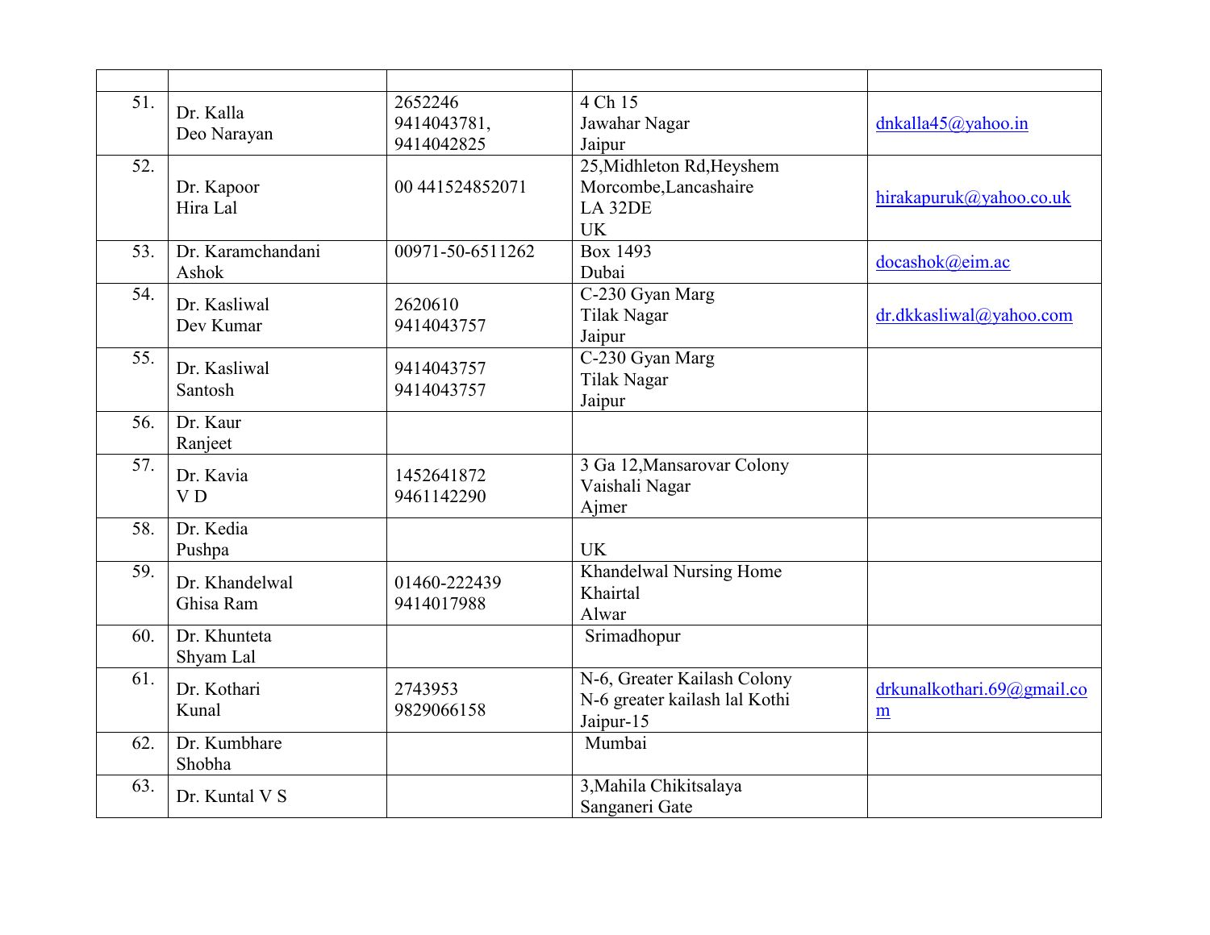| | | | | |
|---|---|---|---|---|
| 51. | Dr. Kalla<br>Deo Narayan | 2652246<br>9414043781,<br>9414042825 | 4 Ch 15<br>Jawahar Nagar<br>Jaipur | dnkalla45@yahoo.in |
| 52. | Dr. Kapoor<br>Hira Lal | 00 441524852071 | 25,Midhleton Rd,Heyshem<br>Morcombe,Lancashaire<br>LA 32DE<br>UK | hirakapuruk@yahoo.co.uk |
| 53. | Dr. Karamchandani<br>Ashok | 00971-50-6511262 | Box 1493<br>Dubai | docashok@eim.ac |
| 54. | Dr. Kasliwal<br>Dev Kumar | 2620610<br>9414043757 | C-230 Gyan Marg<br>Tilak Nagar<br>Jaipur | dr.dkkasliwal@yahoo.com |
| 55. | Dr. Kasliwal<br>Santosh | 9414043757<br>9414043757 | C-230 Gyan Marg<br>Tilak Nagar<br>Jaipur | |
| 56. | Dr. Kaur<br>Ranjeet | | | |
| 57. | Dr. Kavia<br>V D | 1452641872<br>9461142290 | 3 Ga 12,Mansarovar Colony<br>Vaishali Nagar<br>Ajmer | |
| 58. | Dr. Kedia<br>Pushpa | | UK | |
| 59. | Dr. Khandelwal<br>Ghisa Ram | 01460-222439<br>9414017988 | Khandelwal Nursing Home<br>Khairtal<br>Alwar | |
| 60. | Dr. Khunteta<br>Shyam Lal | | Srimadhopur | |
| 61. | Dr. Kothari<br>Kunal | 2743953<br>9829066158 | N-6, Greater Kailash Colony<br>N-6 greater kailash lal Kothi<br>Jaipur-15 | drkunalkothari.69@gmail.com |
| 62. | Dr. Kumbhare<br>Shobha | | Mumbai | |
| 63. | Dr. Kuntal V S | | 3,Mahila Chikitsalaya<br>Sanganeri Gate | |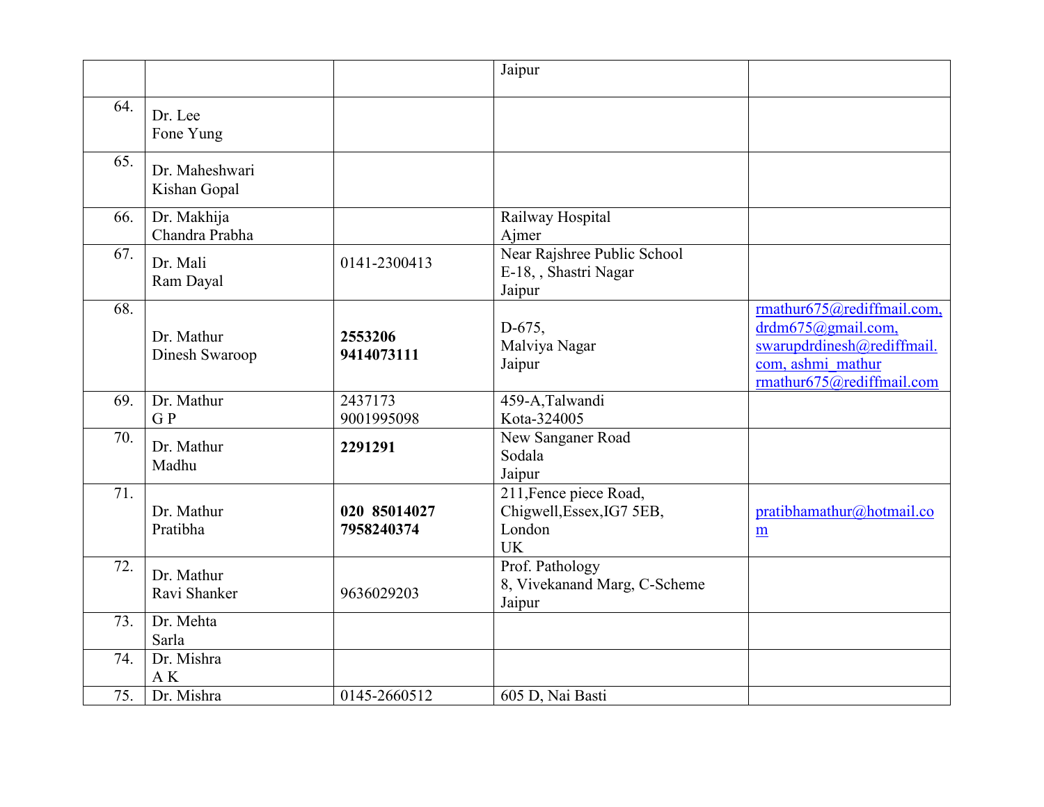| | | | | |
|---|---|---|---|---|
| | | | Jaipur | |
| 64. | Dr. Lee<br>Fone Yung | | | |
| 65. | Dr. Maheshwari<br>Kishan Gopal | | | |
| 66. | Dr. Makhija<br>Chandra Prabha | | Railway Hospital<br>Ajmer | |
| 67. | Dr. Mali<br>Ram Dayal | 0141-2300413 | Near Rajshree Public School<br>E-18, , Shastri Nagar<br>Jaipur | |
| 68. | Dr. Mathur<br>Dinesh Swaroop | **2553206<br>9414073111** | D-675,<br>Malviya Nagar<br>Jaipur | rmathur675@rediffmail.com, drdm675@gmail.com, swarupdrdinesh@rediffmail.com, ashmi_mathur rmathur675@rediffmail.com |
| 69. | Dr. Mathur<br>G P | 2437173<br>9001995098 | 459-A,Talwandi<br>Kota-324005 | |
| 70. | Dr. Mathur<br>Madhu | **2291291** | New Sanganer Road<br>Sodala<br>Jaipur | |
| 71. | Dr. Mathur<br>Pratibha | **020 85014027<br>7958240374** | 211,Fence piece Road,<br>Chigwell,Essex,IG7 5EB,<br>London<br>UK | pratibhamathur@hotmail.com |
| 72. | Dr. Mathur<br>Ravi Shanker | 9636029203 | Prof. Pathology<br>8, Vivekanand Marg, C-Scheme<br>Jaipur | |
| 73. | Dr. Mehta<br>Sarla | | | |
| 74. | Dr. Mishra<br>A K | | | |
| 75. | Dr. Mishra | 0145-2660512 | 605 D, Nai Basti | |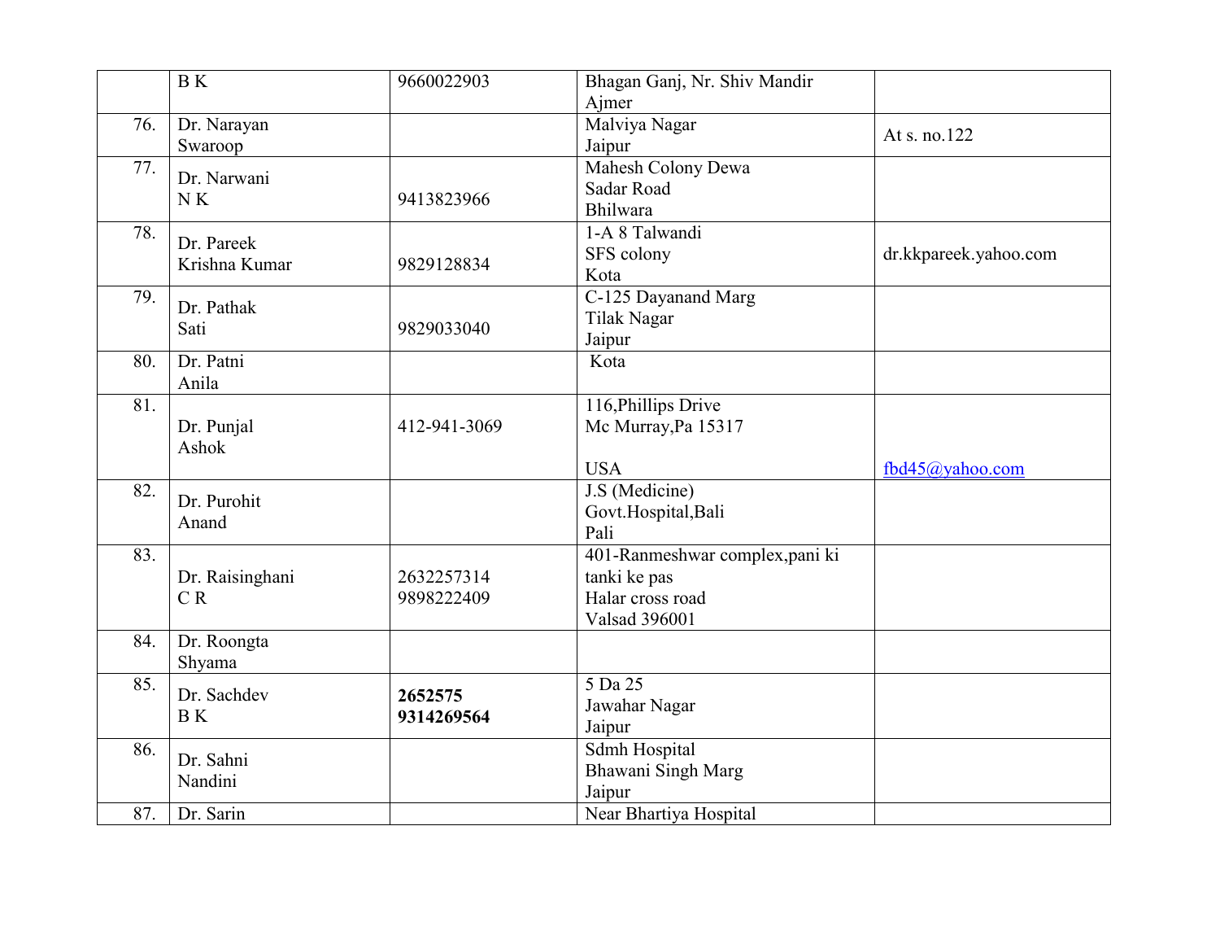|  |  |  |  |  |
| --- | --- | --- | --- | --- |
|  | B K | 9660022903 | Bhagan Ganj, Nr. Shiv Mandir Ajmer |  |
| 76. | Dr. Narayan Swaroop |  | Malviya Nagar Jaipur | At s. no.122 |
| 77. | Dr. Narwani N K | 9413823966 | Mahesh Colony Dewa Sadar Road Bhilwara |  |
| 78. | Dr. Pareek Krishna Kumar | 9829128834 | 1-A 8 Talwandi SFS colony Kota | dr.kkpareek.yahoo.com |
| 79. | Dr. Pathak Sati | 9829033040 | C-125 Dayanand Marg Tilak Nagar Jaipur |  |
| 80. | Dr. Patni Anila |  | Kota |  |
| 81. | Dr. Punjal Ashok | 412-941-3069 | 116,Phillips Drive Mc Murray,Pa 15317 USA | fbd45@yahoo.com |
| 82. | Dr. Purohit Anand |  | J.S (Medicine) Govt.Hospital,Bali Pali |  |
| 83. | Dr. Raisinghani C R | 2632257314 9898222409 | 401-Ranmeshwar complex,pani ki tanki ke pas Halar cross road Valsad 396001 |  |
| 84. | Dr. Roongta Shyama |  |  |  |
| 85. | Dr. Sachdev B K | **2652575 9314269564** | 5 Da 25 Jawahar Nagar Jaipur |  |
| 86. | Dr. Sahni Nandini |  | Sdmh Hospital Bhawani Singh Marg Jaipur |  |
| 87. | Dr. Sarin |  | Near Bhartiya Hospital |  |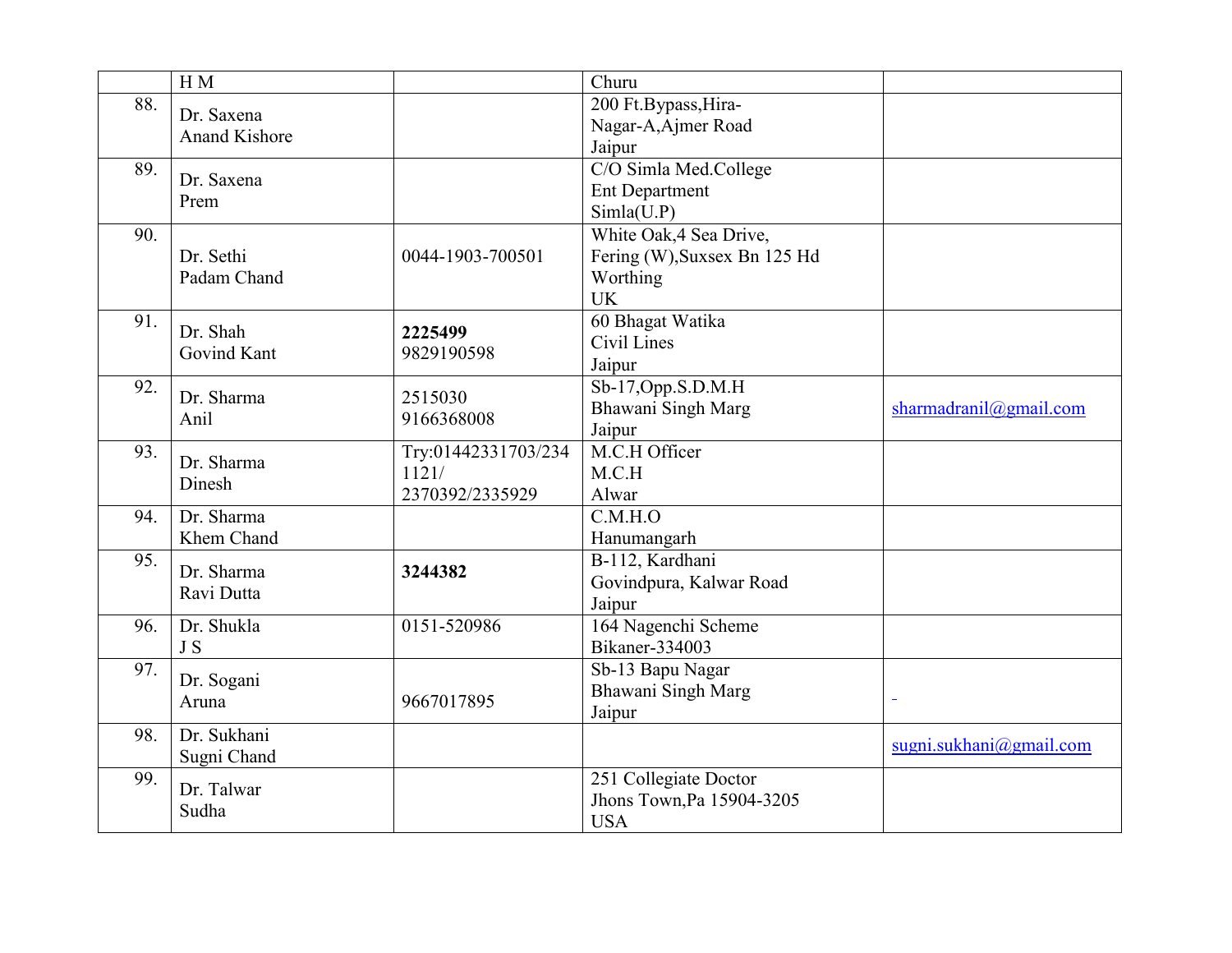|  | H M |  | Churu |  |
|---|---|---|---|---|
| 88. | Dr. Saxena<br>Anand Kishore |  | 200 Ft.Bypass,Hira-<br>Nagar-A,Ajmer Road<br>Jaipur |  |
| 89. | Dr. Saxena<br>Prem |  | C/O Simla Med.College<br>Ent Department<br>Simla(U.P) |  |
| 90. | Dr. Sethi<br>Padam Chand | 0044-1903-700501 | White Oak,4 Sea Drive,<br>Fering (W),Suxsex Bn 125 Hd<br>Worthing<br>UK |  |
| 91. | Dr. Shah<br>Govind Kant | **2225499**<br>9829190598 | 60 Bhagat Watika<br>Civil Lines<br>Jaipur |  |
| 92. | Dr. Sharma<br>Anil | 2515030<br>9166368008 | Sb-17,Opp.S.D.M.H<br>Bhawani Singh Marg<br>Jaipur | sharmadranil@gmail.com |
| 93. | Dr. Sharma<br>Dinesh | Try:01442331703/234<br>1121/<br>2370392/2335929 | M.C.H Officer<br>M.C.H<br>Alwar |  |
| 94. | Dr. Sharma<br>Khem Chand |  | C.M.H.O<br>Hanumangarh |  |
| 95. | Dr. Sharma<br>Ravi Dutta | **3244382** | B-112, Kardhani<br>Govindpura, Kalwar Road<br>Jaipur |  |
| 96. | Dr. Shukla<br>J S | 0151-520986 | 164 Nagenchi Scheme<br>Bikaner-334003 |  |
| 97. | Dr. Sogani<br>Aruna | 9667017895 | Sb-13 Bapu Nagar<br>Bhawani Singh Marg<br>Jaipur | - |
| 98. | Dr. Sukhani<br>Sugni Chand |  |  | sugni.sukhani@gmail.com |
| 99. | Dr. Talwar<br>Sudha |  | 251 Collegiate Doctor<br>Jhons Town,Pa 15904-3205<br>USA |  |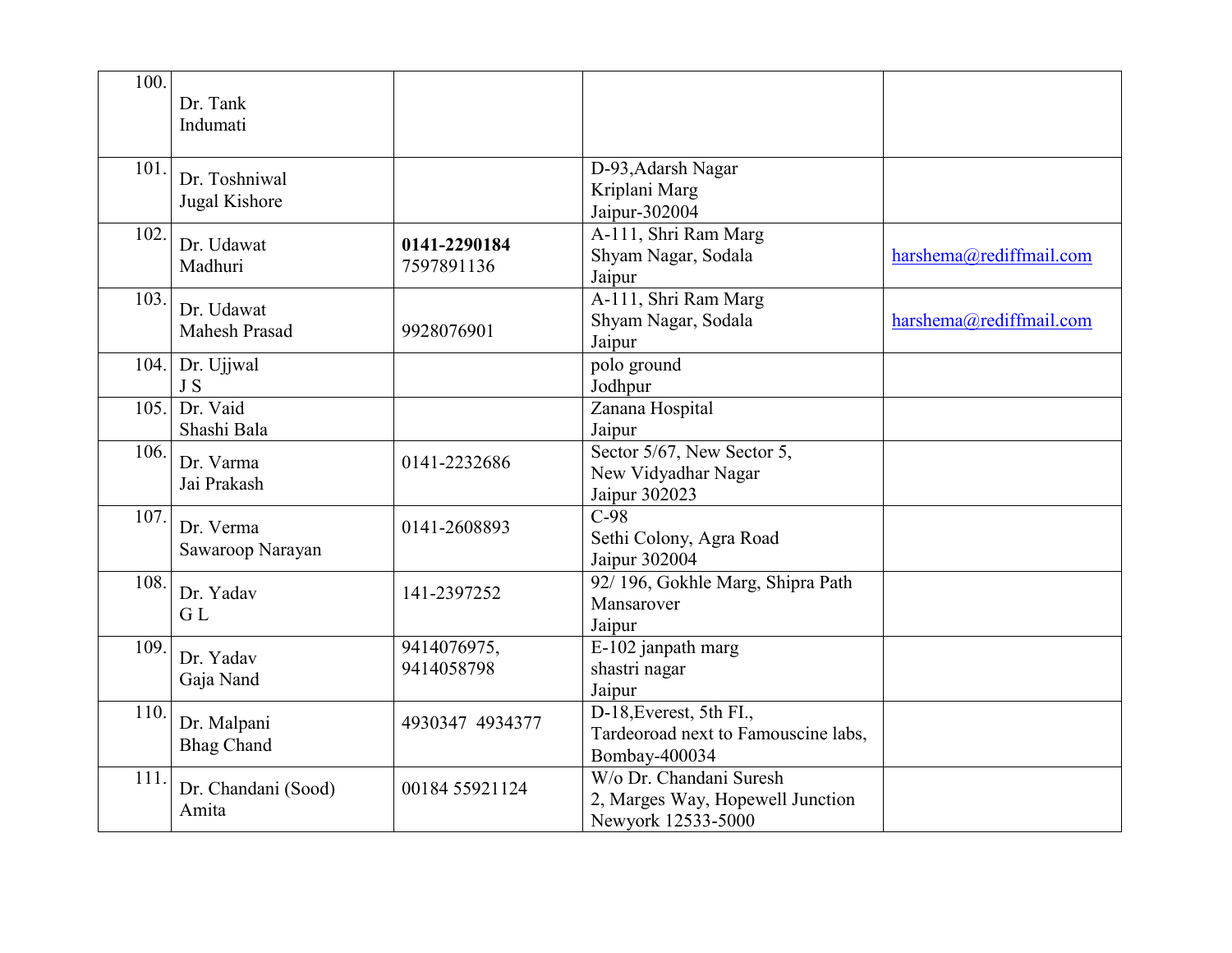| | | | | |
|---|---|---|---|---|
| 100. | Dr. Tank<br>Indumati | | | |
| 101. | Dr. Toshniwal<br>Jugal Kishore | | D-93,Adarsh Nagar<br>Kriplani Marg<br>Jaipur-302004 | |
| 102. | Dr. Udawat<br>Madhuri | **0141-2290184**<br>7597891136 | A-111, Shri Ram Marg<br>Shyam Nagar, Sodala<br>Jaipur | harshema@rediffmail.com |
| 103. | Dr. Udawat<br>Mahesh Prasad | 9928076901 | A-111, Shri Ram Marg<br>Shyam Nagar, Sodala<br>Jaipur | harshema@rediffmail.com |
| 104. | Dr. Ujjwal<br>J S | | polo ground<br>Jodhpur | |
| 105. | Dr. Vaid<br>Shashi Bala | | Zanana Hospital<br>Jaipur | |
| 106. | Dr. Varma<br>Jai Prakash | 0141-2232686 | Sector 5/67, New Sector 5,<br>New Vidyadhar Nagar<br>Jaipur 302023 | |
| 107. | Dr. Verma<br>Sawaroop Narayan | 0141-2608893 | C-98<br>Sethi Colony, Agra Road<br>Jaipur 302004 | |
| 108. | Dr. Yadav<br>G L | 141-2397252 | 92/ 196, Gokhle Marg, Shipra Path<br>Mansarover<br>Jaipur | |
| 109. | Dr. Yadav<br>Gaja Nand | 9414076975,<br>9414058798 | E-102 janpath marg<br>shastri nagar<br>Jaipur | |
| 110. | Dr. Malpani<br>Bhag Chand | 4930347 4934377 | D-18,Everest, 5th FI.,<br>Tardeoroad next to Famouscine labs,<br>Bombay-400034 | |
| 111. | Dr. Chandani (Sood)<br>Amita | 00184 55921124 | W/o Dr. Chandani Suresh<br>2, Marges Way, Hopewell Junction<br>Newyork 12533-5000 | |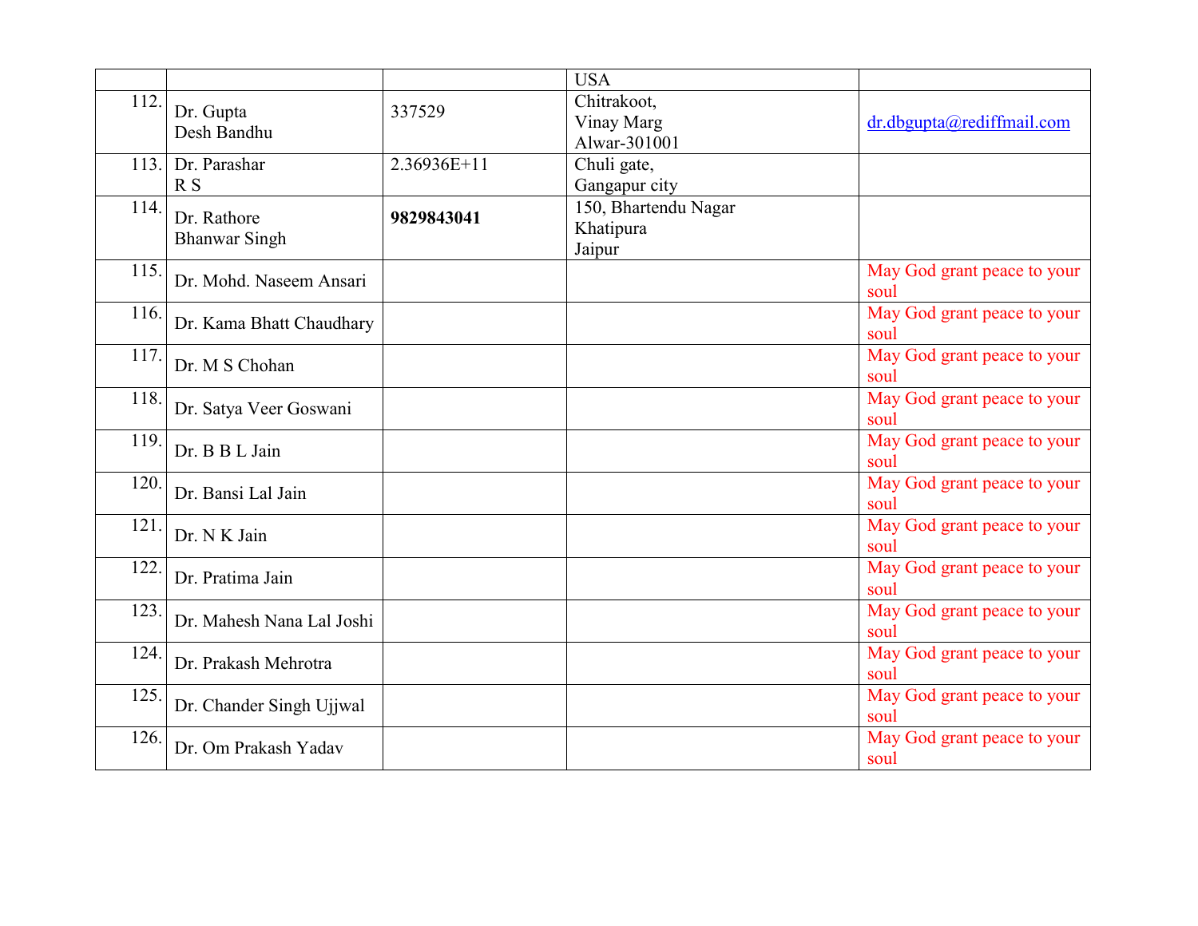| | | | | |
|---|---|---|---|---|
| | | | USA | |
| 112. | Dr. Gupta Desh Bandhu | 337529 | Chitrakoot, Vinay Marg Alwar-301001 | dr.dbgupta@rediffmail.com |
| 113. | Dr. Parashar R S | 2.36936E+11 | Chuli gate, Gangapur city | |
| 114. | Dr. Rathore Bhanwar Singh | **9829843041** | 150, Bhartendu Nagar Khatipura Jaipur | |
| 115. | Dr. Mohd. Naseem Ansari | | | May God grant peace to your soul |
| 116. | Dr. Kama Bhatt Chaudhary | | | May God grant peace to your soul |
| 117. | Dr. M S Chohan | | | May God grant peace to your soul |
| 118. | Dr. Satya Veer Goswani | | | May God grant peace to your soul |
| 119. | Dr. B B L Jain | | | May God grant peace to your soul |
| 120. | Dr. Bansi Lal Jain | | | May God grant peace to your soul |
| 121. | Dr. N K Jain | | | May God grant peace to your soul |
| 122. | Dr. Pratima Jain | | | May God grant peace to your soul |
| 123. | Dr. Mahesh Nana Lal Joshi | | | May God grant peace to your soul |
| 124. | Dr. Prakash Mehrotra | | | May God grant peace to your soul |
| 125. | Dr. Chander Singh Ujjwal | | | May God grant peace to your soul |
| 126. | Dr. Om Prakash Yadav | | | May God grant peace to your soul |